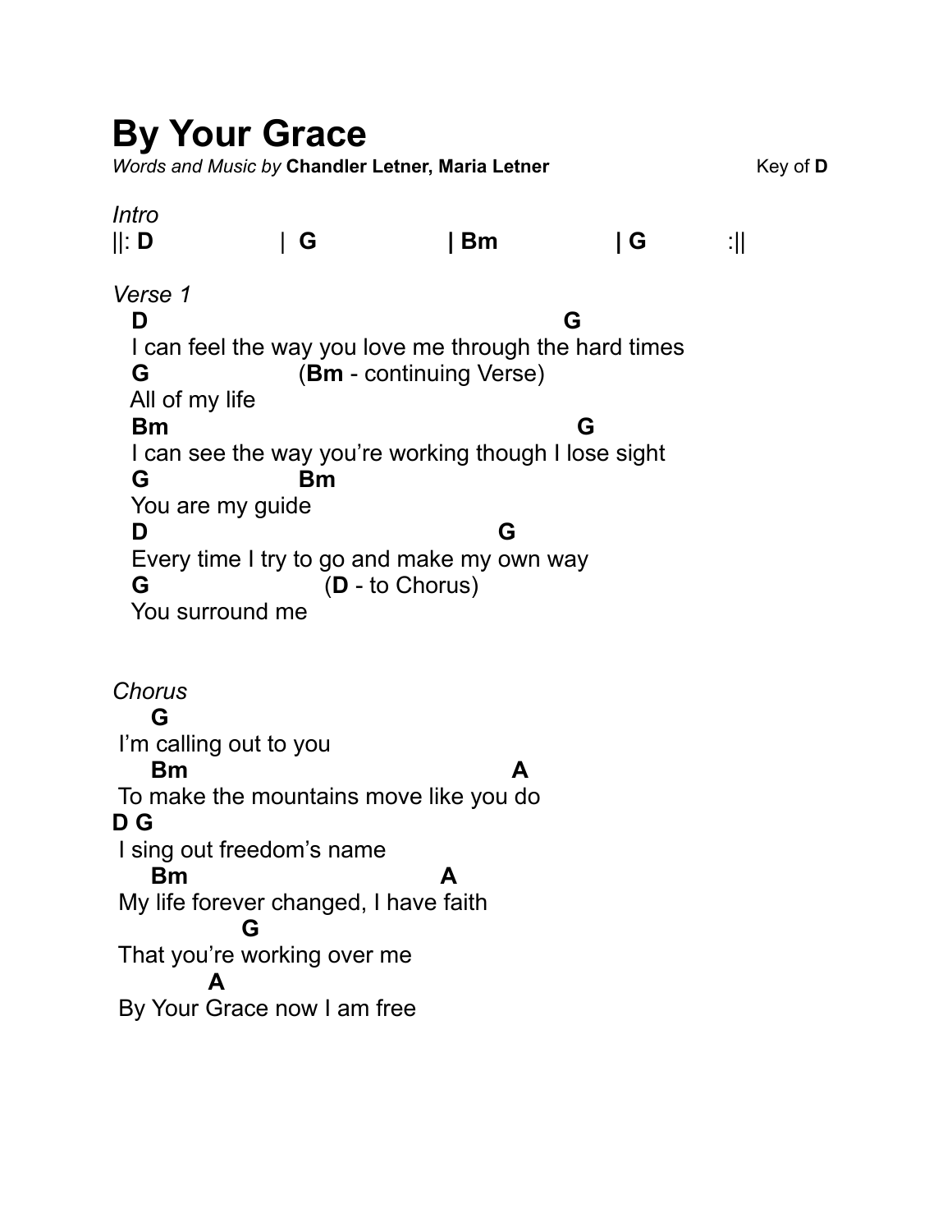# By Your Grace

*Words and Music by* **Chandler Letner, Maria Letner** Key of **D**

*Intro*

```
||: D              |  G               | Bm              | G          :||
```

*Verse 1*

```
  D                                        G
  I can feel the way you love me through the hard times
  G                (Bm - continuing Verse)
  All of my life
  Bm                                         G
  I can see the way you're working though I lose sight
  G               Bm
  You are my guide
  D                                  G
  Every time I try to go and make my own way
  G                   (D - to Chorus)
  You surround me
```

*Chorus*

```
    G
 I'm calling out to you
    Bm                                A
 To make the mountains move like you do
D G
 I sing out freedom's name
    Bm                      A
 My life forever changed, I have faith
             G
 That you're working over me
         A
 By Your Grace now I am free
```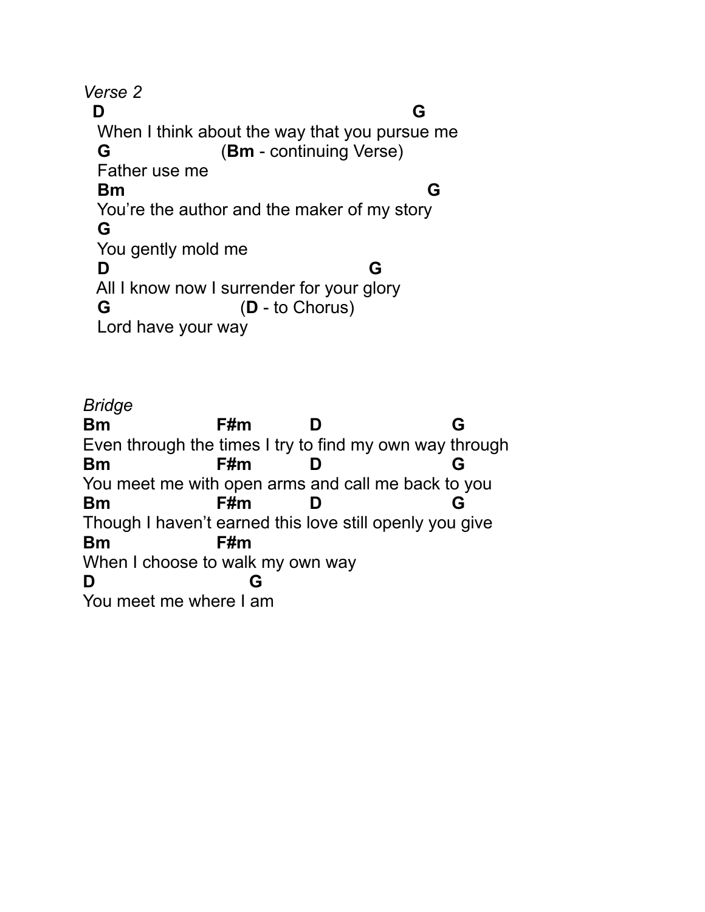*Verse 2*

```
 D                                          G
  When I think about the way that you pursue me
  G                 (Bm - continuing Verse)
  Father use me
  Bm                                          G
  You're the author and the maker of my story
  G
  You gently mold me
  D                                    G
  All I know now I surrender for your glory
  G                    (D - to Chorus)
  Lord have your way
```

*Bridge*

```
Bm               F#m          D                   G
Even through the times I try to find my own way through
Bm               F#m          D                   G
You meet me with open arms and call me back to you
Bm               F#m          D                   G
Though I haven't earned this love still openly you give
Bm               F#m
When I choose to walk my own way
D                     G
You meet me where I am
```